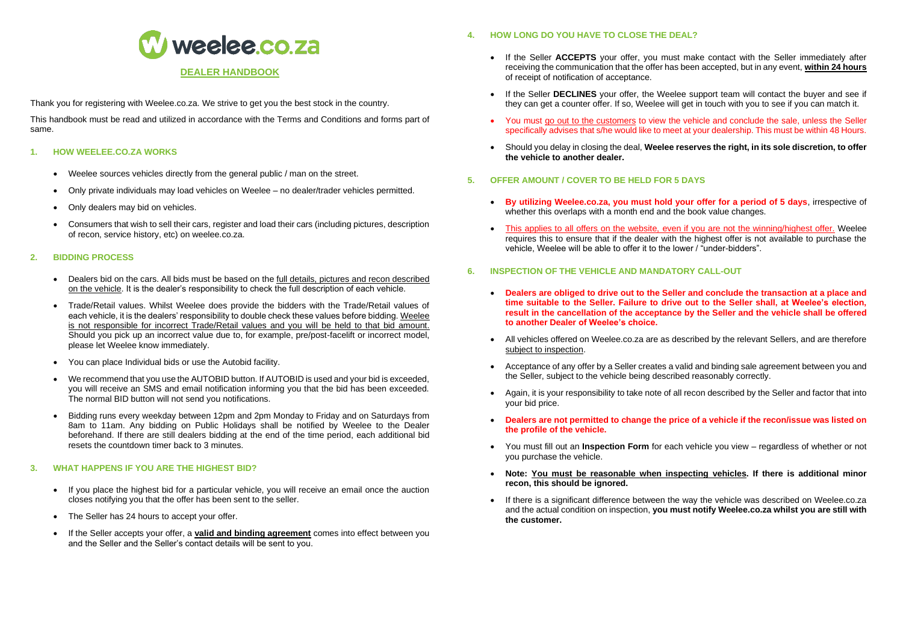# weelee.co.za

## DEALER HANDBOOK

Thank you for registering with Weelee.co.za. We strive to get you the best stock in the country.

This handbook must be read and utilized in accordance with the Terms and Conditions and forms part of same.

### 1. HOW WEELEE.CO.ZA WORKS

- Weelee sources vehicles directly from the general public / man on the street.
- Only private individuals may load vehicles on Weelee – no dealer/trader vehicles permitted.
- Only dealers may bid on vehicles.
- Consumers that wish to sell their cars, register and load their cars (including pictures, description of recon, service history, etc) on weelee.co.za.

### 2. BIDDING PROCESS

- Dealers bid on the cars. All bids must be based on the full details, pictures and recon described on the vehicle. It is the dealer's responsibility to check the full description of each vehicle.
- Trade/Retail values. Whilst Weelee does provide the bidders with the Trade/Retail values of each vehicle, it is the dealers' responsibility to double check these values before bidding. Weelee is not responsible for incorrect Trade/Retail values and you will be held to that bid amount. Should you pick up an incorrect value due to, for example, pre/post-facelift or incorrect model, please let Weelee know immediately.
- You can place Individual bids or use the Autobid facility.
- We recommend that you use the AUTOBID button. If AUTOBID is used and your bid is exceeded, you will receive an SMS and email notification informing you that the bid has been exceeded. The normal BID button will not send you notifications.
- Bidding runs every weekday between 12pm and 2pm Monday to Friday and on Saturdays from 8am to 11am. Any bidding on Public Holidays shall be notified by Weelee to the Dealer beforehand. If there are still dealers bidding at the end of the time period, each additional bid resets the countdown timer back to 3 minutes.

### 3. WHAT HAPPENS IF YOU ARE THE HIGHEST BID?

- If you place the highest bid for a particular vehicle, you will receive an email once the auction closes notifying you that the offer has been sent to the seller.
- The Seller has 24 hours to accept your offer.
- If the Seller accepts your offer, a **valid and binding agreement** comes into effect between you and the Seller and the Seller's contact details will be sent to you.

### 4. HOW LONG DO YOU HAVE TO CLOSE THE DEAL?

- If the Seller **ACCEPTS** your offer, you must make contact with the Seller immediately after receiving the communication that the offer has been accepted, but in any event, **within 24 hours** of receipt of notification of acceptance.
- If the Seller **DECLINES** your offer, the Weelee support team will contact the buyer and see if they can get a counter offer. If so, Weelee will get in touch with you to see if you can match it.
- You must go out to the customers to view the vehicle and conclude the sale, unless the Seller specifically advises that s/he would like to meet at your dealership. This must be within 48 Hours.
- Should you delay in closing the deal, **Weelee reserves the right, in its sole discretion, to offer the vehicle to another dealer.**

### 5. OFFER AMOUNT / COVER TO BE HELD FOR 5 DAYS

- **By utilizing Weelee.co.za, you must hold your offer for a period of 5 days**, irrespective of whether this overlaps with a month end and the book value changes.
- This applies to all offers on the website, even if you are not the winning/highest offer. Weelee requires this to ensure that if the dealer with the highest offer is not available to purchase the vehicle, Weelee will be able to offer it to the lower / "under-bidders".

### 6. INSPECTION OF THE VEHICLE AND MANDATORY CALL-OUT

- **Dealers are obliged to drive out to the Seller and conclude the transaction at a place and time suitable to the Seller. Failure to drive out to the Seller shall, at Weelee's election, result in the cancellation of the acceptance by the Seller and the vehicle shall be offered to another Dealer of Weelee's choice.**
- All vehicles offered on Weelee.co.za are as described by the relevant Sellers, and are therefore subject to inspection.
- Acceptance of any offer by a Seller creates a valid and binding sale agreement between you and the Seller, subject to the vehicle being described reasonably correctly.
- Again, it is your responsibility to take note of all recon described by the Seller and factor that into your bid price.
- **Dealers are not permitted to change the price of a vehicle if the recon/issue was listed on the profile of the vehicle.**
- You must fill out an **Inspection Form** for each vehicle you view – regardless of whether or not you purchase the vehicle.
- **Note: You must be reasonable when inspecting vehicles. If there is additional minor recon, this should be ignored.**
- If there is a significant difference between the way the vehicle was described on Weelee.co.za and the actual condition on inspection, **you must notify Weelee.co.za whilst you are still with the customer.**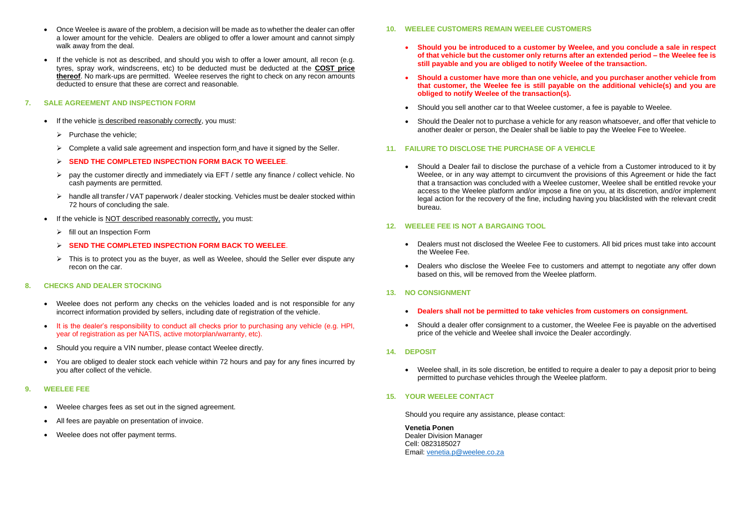- Once Weelee is aware of the problem, a decision will be made as to whether the dealer can offer a lower amount for the vehicle. Dealers are obliged to offer a lower amount and cannot simply walk away from the deal.
- If the vehicle is not as described, and should you wish to offer a lower amount, all recon (e.g. tyres, spray work, windscreens, etc) to be deducted must be deducted at the **COST price thereof**. No mark-ups are permitted. Weelee reserves the right to check on any recon amounts deducted to ensure that these are correct and reasonable.

## 7. SALE AGREEMENT AND INSPECTION FORM

- If the vehicle is described reasonably correctly, you must:
  - Purchase the vehicle;
  - Complete a valid sale agreement and inspection form and have it signed by the Seller.
  - **SEND THE COMPLETED INSPECTION FORM BACK TO WEELEE**.
  - pay the customer directly and immediately via EFT / settle any finance / collect vehicle. No cash payments are permitted.
  - handle all transfer / VAT paperwork / dealer stocking. Vehicles must be dealer stocked within 72 hours of concluding the sale.
- If the vehicle is NOT described reasonably correctly, you must:
  - fill out an Inspection Form
  - **SEND THE COMPLETED INSPECTION FORM BACK TO WEELEE**.
  - This is to protect you as the buyer, as well as Weelee, should the Seller ever dispute any recon on the car.

## 8. CHECKS AND DEALER STOCKING

- Weelee does not perform any checks on the vehicles loaded and is not responsible for any incorrect information provided by sellers, including date of registration of the vehicle.
- It is the dealer's responsibility to conduct all checks prior to purchasing any vehicle (e.g. HPI, year of registration as per NATIS, active motorplan/warranty, etc).
- Should you require a VIN number, please contact Weelee directly.
- You are obliged to dealer stock each vehicle within 72 hours and pay for any fines incurred by you after collect of the vehicle.

## 9. WEELEE FEE

- Weelee charges fees as set out in the signed agreement.
- All fees are payable on presentation of invoice.
- Weelee does not offer payment terms.

## 10. WEELEE CUSTOMERS REMAIN WEELEE CUSTOMERS

- **Should you be introduced to a customer by Weelee, and you conclude a sale in respect of that vehicle but the customer only returns after an extended period – the Weelee fee is still payable and you are obliged to notify Weelee of the transaction.**
- **Should a customer have more than one vehicle, and you purchaser another vehicle from that customer, the Weelee fee is still payable on the additional vehicle(s) and you are obliged to notify Weelee of the transaction(s).**
- Should you sell another car to that Weelee customer, a fee is payable to Weelee.
- Should the Dealer not to purchase a vehicle for any reason whatsoever, and offer that vehicle to another dealer or person, the Dealer shall be liable to pay the Weelee Fee to Weelee.

## 11. FAILURE TO DISCLOSE THE PURCHASE OF A VEHICLE

- Should a Dealer fail to disclose the purchase of a vehicle from a Customer introduced to it by Weelee, or in any way attempt to circumvent the provisions of this Agreement or hide the fact that a transaction was concluded with a Weelee customer, Weelee shall be entitled revoke your access to the Weelee platform and/or impose a fine on you, at its discretion, and/or implement legal action for the recovery of the fine, including having you blacklisted with the relevant credit bureau.

## 12. WEELEE FEE IS NOT A BARGAING TOOL

- Dealers must not disclosed the Weelee Fee to customers. All bid prices must take into account the Weelee Fee.
- Dealers who disclose the Weelee Fee to customers and attempt to negotiate any offer down based on this, will be removed from the Weelee platform.

## 13. NO CONSIGNMENT

- **Dealers shall not be permitted to take vehicles from customers on consignment.**
- Should a dealer offer consignment to a customer, the Weelee Fee is payable on the advertised price of the vehicle and Weelee shall invoice the Dealer accordingly.

## 14. DEPOSIT

- Weelee shall, in its sole discretion, be entitled to require a dealer to pay a deposit prior to being permitted to purchase vehicles through the Weelee platform.

## 15. YOUR WEELEE CONTACT

Should you require any assistance, please contact:

**Venetia Ponen**
Dealer Division Manager
Cell: 0823185027
Email: venetia.p@weelee.co.za